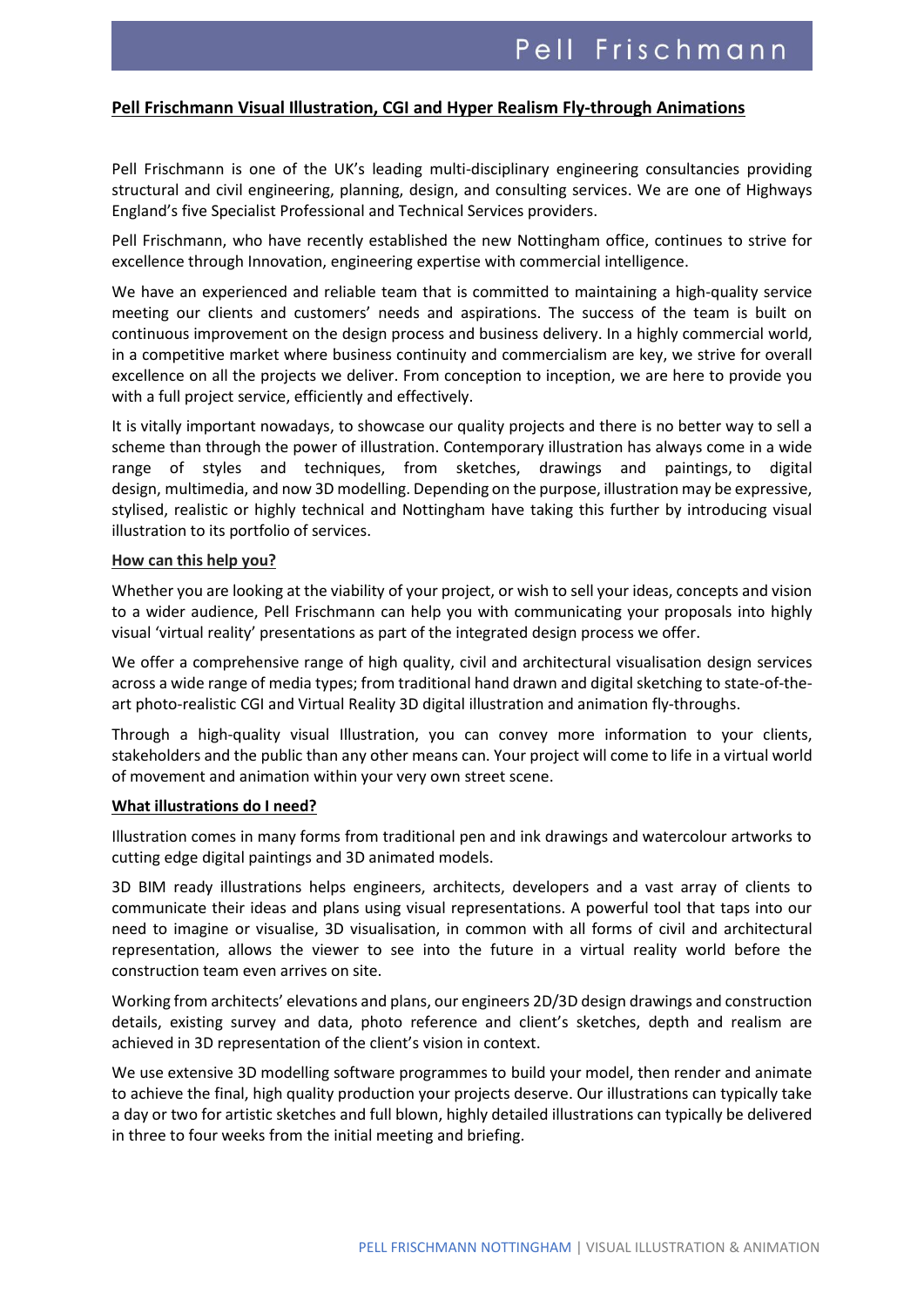# Pell Frischmann Visual Illustration, CGI and Hyper Realism Fly-through Animations

Pell Frischmann is one of the UK's leading multi-disciplinary engineering consultancies providing structural and civil engineering, planning, design, and consulting services. We are one of Highways England's five Specialist Professional and Technical Services providers.

Pell Frischmann, who have recently established the new Nottingham office, continues to strive for excellence through Innovation, engineering expertise with commercial intelligence.

We have an experienced and reliable team that is committed to maintaining a high-quality service meeting our clients and customers' needs and aspirations. The success of the team is built on continuous improvement on the design process and business delivery. In a highly commercial world, in a competitive market where business continuity and commercialism are key, we strive for overall excellence on all the projects we deliver. From conception to inception, we are here to provide you with a full project service, efficiently and effectively.

It is vitally important nowadays, to showcase our quality projects and there is no better way to sell a scheme than through the power of illustration. Contemporary illustration has always come in a wide range of styles and techniques, from sketches, drawings and paintings, to digital design, multimedia, and now 3D modelling. Depending on the purpose, illustration may be expressive, stylised, realistic or highly technical and Nottingham have taking this further by introducing visual illustration to its portfolio of services.

## How can this help you?

Whether you are looking at the viability of your project, or wish to sell your ideas, concepts and vision to a wider audience, Pell Frischmann can help you with communicating your proposals into highly visual 'virtual reality' presentations as part of the integrated design process we offer.

We offer a comprehensive range of high quality, civil and architectural visualisation design services across a wide range of media types; from traditional hand drawn and digital sketching to state-of-the-art photo-realistic CGI and Virtual Reality 3D digital illustration and animation fly-throughs.

Through a high-quality visual Illustration, you can convey more information to your clients, stakeholders and the public than any other means can. Your project will come to life in a virtual world of movement and animation within your very own street scene.

## What illustrations do I need?

Illustration comes in many forms from traditional pen and ink drawings and watercolour artworks to cutting edge digital paintings and 3D animated models.

3D BIM ready illustrations helps engineers, architects, developers and a vast array of clients to communicate their ideas and plans using visual representations. A powerful tool that taps into our need to imagine or visualise, 3D visualisation, in common with all forms of civil and architectural representation, allows the viewer to see into the future in a virtual reality world before the construction team even arrives on site.

Working from architects' elevations and plans, our engineers 2D/3D design drawings and construction details, existing survey and data, photo reference and client's sketches, depth and realism are achieved in 3D representation of the client's vision in context.

We use extensive 3D modelling software programmes to build your model, then render and animate to achieve the final, high quality production your projects deserve. Our illustrations can typically take a day or two for artistic sketches and full blown, highly detailed illustrations can typically be delivered in three to four weeks from the initial meeting and briefing.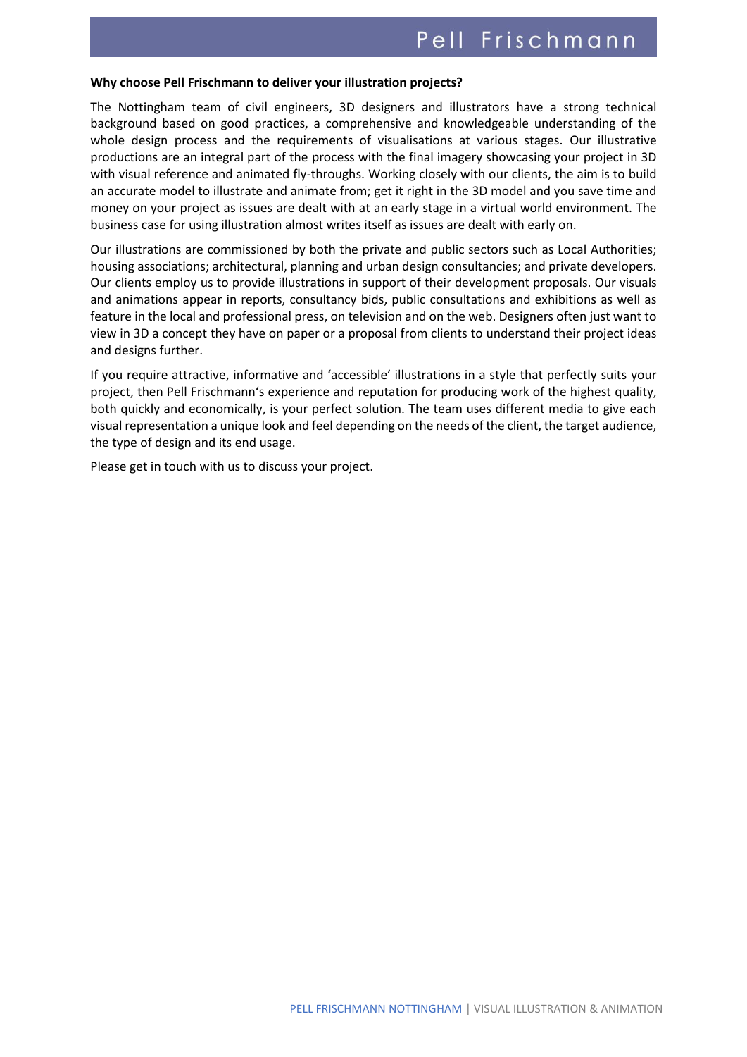**Why choose Pell Frischmann to deliver your illustration projects?**

The Nottingham team of civil engineers, 3D designers and illustrators have a strong technical background based on good practices, a comprehensive and knowledgeable understanding of the whole design process and the requirements of visualisations at various stages. Our illustrative productions are an integral part of the process with the final imagery showcasing your project in 3D with visual reference and animated fly-throughs. Working closely with our clients, the aim is to build an accurate model to illustrate and animate from; get it right in the 3D model and you save time and money on your project as issues are dealt with at an early stage in a virtual world environment. The business case for using illustration almost writes itself as issues are dealt with early on.

Our illustrations are commissioned by both the private and public sectors such as Local Authorities; housing associations; architectural, planning and urban design consultancies; and private developers. Our clients employ us to provide illustrations in support of their development proposals. Our visuals and animations appear in reports, consultancy bids, public consultations and exhibitions as well as feature in the local and professional press, on television and on the web. Designers often just want to view in 3D a concept they have on paper or a proposal from clients to understand their project ideas and designs further.

If you require attractive, informative and 'accessible' illustrations in a style that perfectly suits your project, then Pell Frischmann's experience and reputation for producing work of the highest quality, both quickly and economically, is your perfect solution. The team uses different media to give each visual representation a unique look and feel depending on the needs of the client, the target audience, the type of design and its end usage.

Please get in touch with us to discuss your project.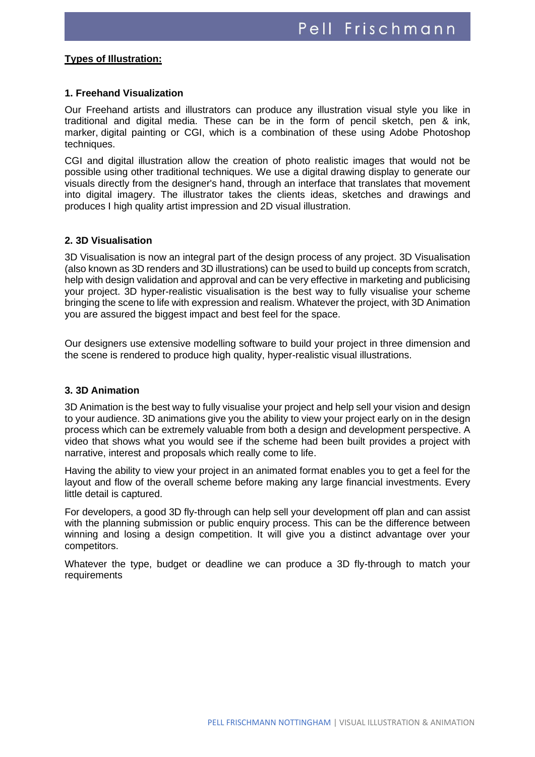**Types of Illustration:**

**1. Freehand Visualization**

Our Freehand artists and illustrators can produce any illustration visual style you like in traditional and digital media. These can be in the form of pencil sketch, pen & ink, marker, digital painting or CGI, which is a combination of these using Adobe Photoshop techniques.

CGI and digital illustration allow the creation of photo realistic images that would not be possible using other traditional techniques. We use a digital drawing display to generate our visuals directly from the designer's hand, through an interface that translates that movement into digital imagery. The illustrator takes the clients ideas, sketches and drawings and produces I high quality artist impression and 2D visual illustration.

**2. 3D Visualisation**

3D Visualisation is now an integral part of the design process of any project. 3D Visualisation (also known as 3D renders and 3D illustrations) can be used to build up concepts from scratch, help with design validation and approval and can be very effective in marketing and publicising your project. 3D hyper-realistic visualisation is the best way to fully visualise your scheme bringing the scene to life with expression and realism. Whatever the project, with 3D Animation you are assured the biggest impact and best feel for the space.

Our designers use extensive modelling software to build your project in three dimension and the scene is rendered to produce high quality, hyper-realistic visual illustrations.

**3. 3D Animation**

3D Animation is the best way to fully visualise your project and help sell your vision and design to your audience. 3D animations give you the ability to view your project early on in the design process which can be extremely valuable from both a design and development perspective. A video that shows what you would see if the scheme had been built provides a project with narrative, interest and proposals which really come to life.

Having the ability to view your project in an animated format enables you to get a feel for the layout and flow of the overall scheme before making any large financial investments. Every little detail is captured.

For developers, a good 3D fly-through can help sell your development off plan and can assist with the planning submission or public enquiry process. This can be the difference between winning and losing a design competition. It will give you a distinct advantage over your competitors.

Whatever the type, budget or deadline we can produce a 3D fly-through to match your requirements